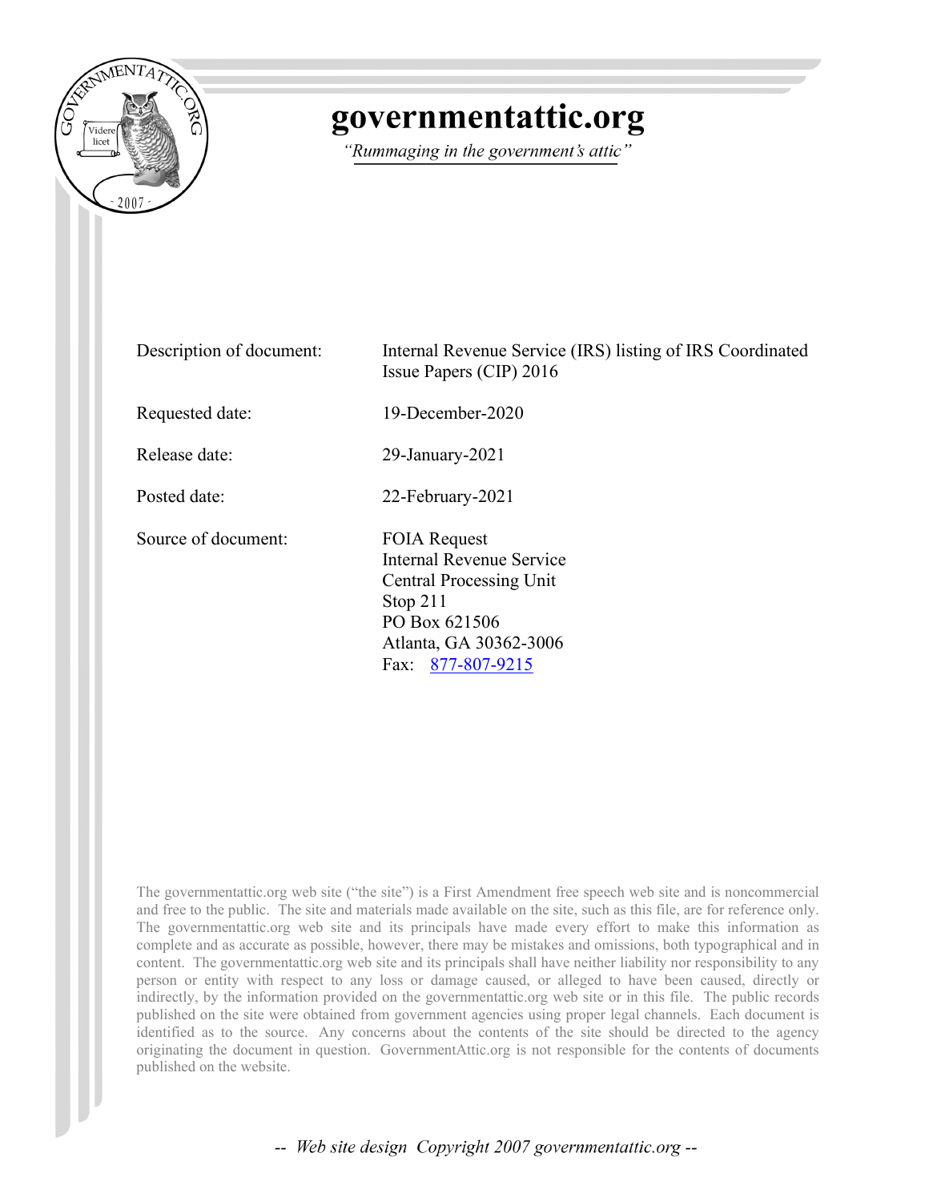# governmentattic.org

*"Rummaging in the government's attic"*

| | |
|---|---|
| Description of document: | Internal Revenue Service (IRS) listing of IRS Coordinated Issue Papers (CIP) 2016 |
| Requested date: | 19-December-2020 |
| Release date: | 29-January-2021 |
| Posted date: | 22-February-2021 |
| Source of document: | FOIA Request<br>Internal Revenue Service<br>Central Processing Unit<br>Stop 211<br>PO Box 621506<br>Atlanta, GA 30362-3006<br>Fax: 877-807-9215 |

The governmentattic.org web site ("the site") is a First Amendment free speech web site and is noncommercial and free to the public. The site and materials made available on the site, such as this file, are for reference only. The governmentattic.org web site and its principals have made every effort to make this information as complete and as accurate as possible, however, there may be mistakes and omissions, both typographical and in content. The governmentattic.org web site and its principals shall have neither liability nor responsibility to any person or entity with respect to any loss or damage caused, or alleged to have been caused, directly or indirectly, by the information provided on the governmentattic.org web site or in this file. The public records published on the site were obtained from government agencies using proper legal channels. Each document is identified as to the source. Any concerns about the contents of the site should be directed to the agency originating the document in question. GovernmentAttic.org is not responsible for the contents of documents published on the website.

*-- Web site design Copyright 2007 governmentattic.org --*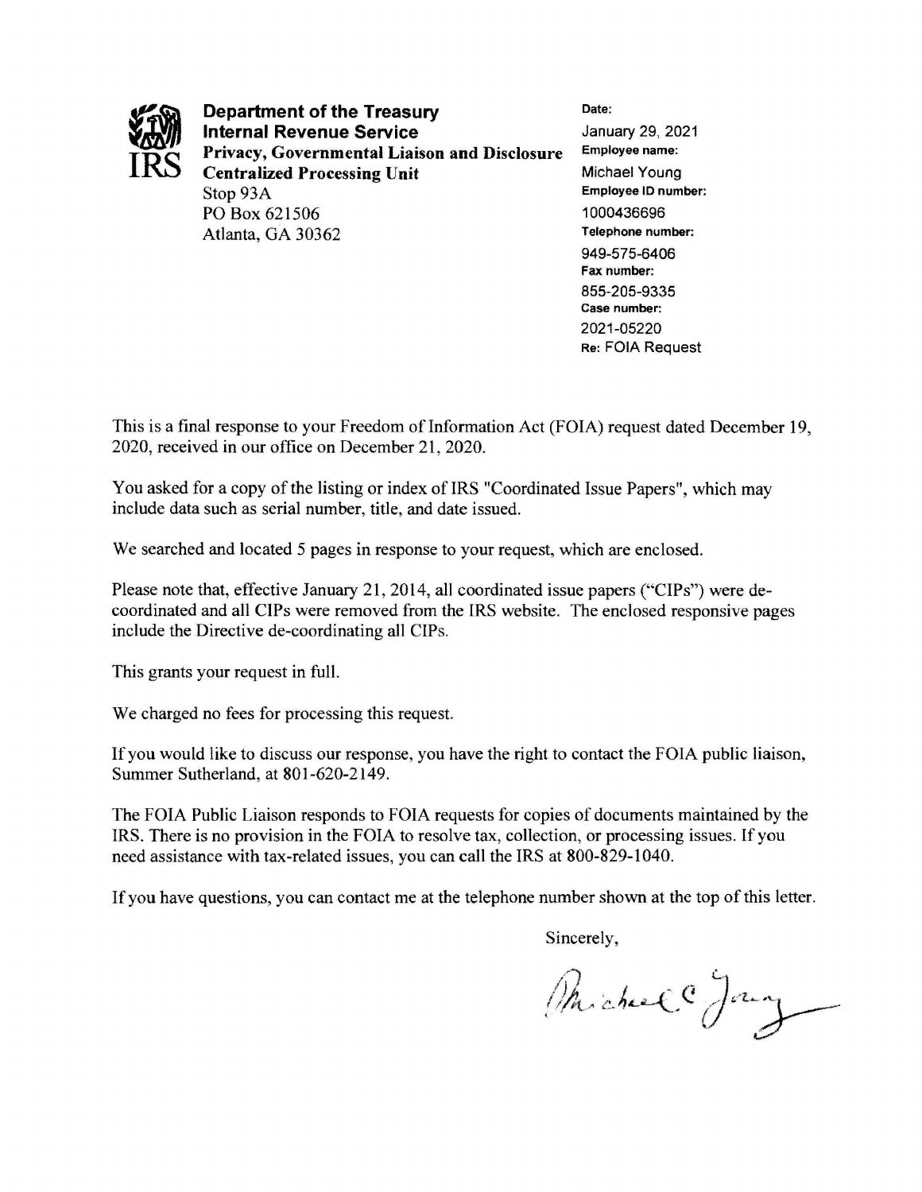**Department of the Treasury**
**Internal Revenue Service**
**Privacy, Governmental Liaison and Disclosure**
**Centralized Processing Unit**
Stop 93A
PO Box 621506
Atlanta, GA 30362

**Date:**
January 29, 2021
**Employee name:**
Michael Young
**Employee ID number:**
1000436696
**Telephone number:**
949-575-6406
**Fax number:**
855-205-9335
**Case number:**
2021-05220
**Re:** FOIA Request

This is a final response to your Freedom of Information Act (FOIA) request dated December 19, 2020, received in our office on December 21, 2020.

You asked for a copy of the listing or index of IRS "Coordinated Issue Papers", which may include data such as serial number, title, and date issued.

We searched and located 5 pages in response to your request, which are enclosed.

Please note that, effective January 21, 2014, all coordinated issue papers ("CIPs") were de-coordinated and all CIPs were removed from the IRS website. The enclosed responsive pages include the Directive de-coordinating all CIPs.

This grants your request in full.

We charged no fees for processing this request.

If you would like to discuss our response, you have the right to contact the FOIA public liaison, Summer Sutherland, at 801-620-2149.

The FOIA Public Liaison responds to FOIA requests for copies of documents maintained by the IRS. There is no provision in the FOIA to resolve tax, collection, or processing issues. If you need assistance with tax-related issues, you can call the IRS at 800-829-1040.

If you have questions, you can contact me at the telephone number shown at the top of this letter.

Sincerely,

Michael C Young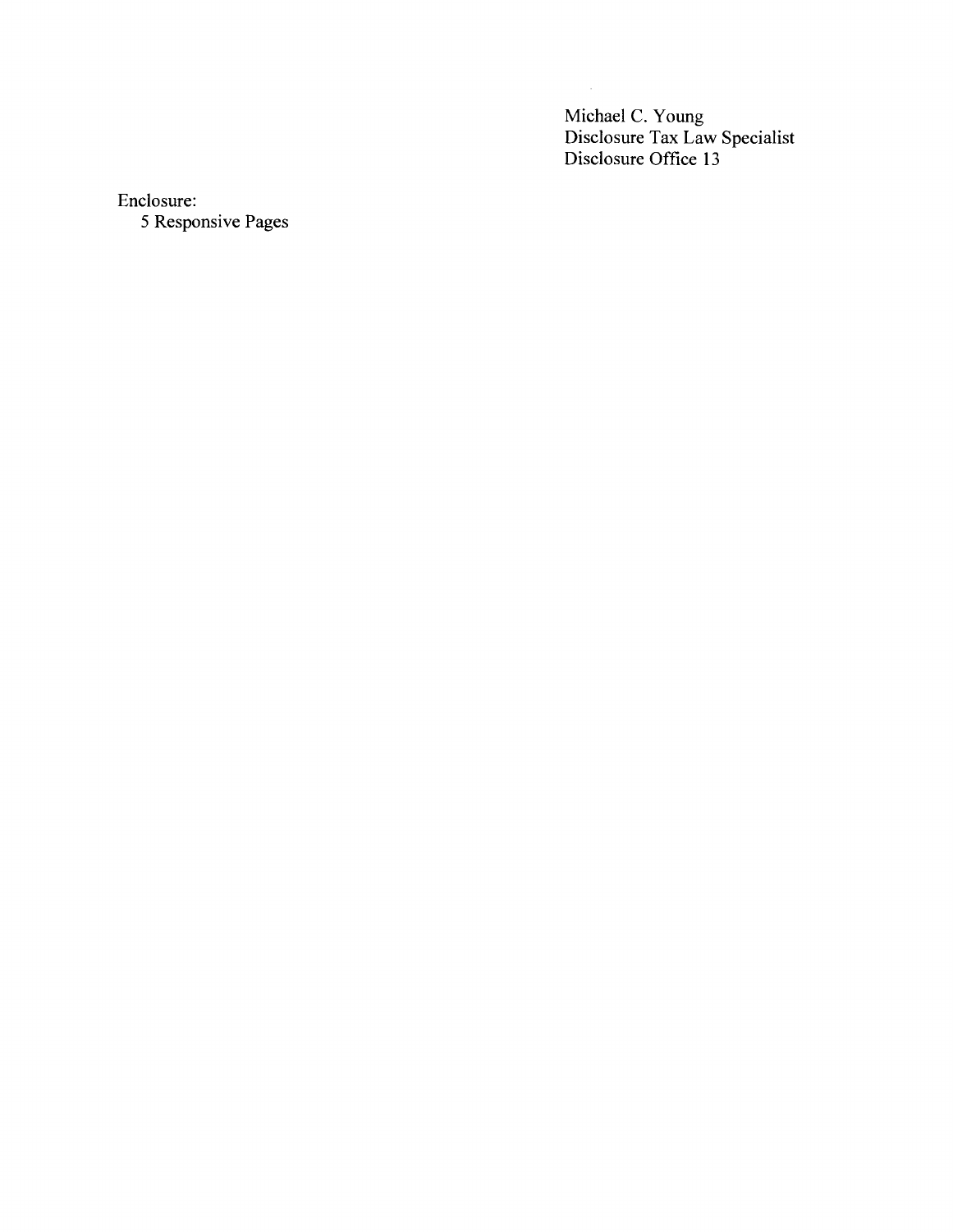Michael C. Young
Disclosure Tax Law Specialist
Disclosure Office 13

Enclosure:
5 Responsive Pages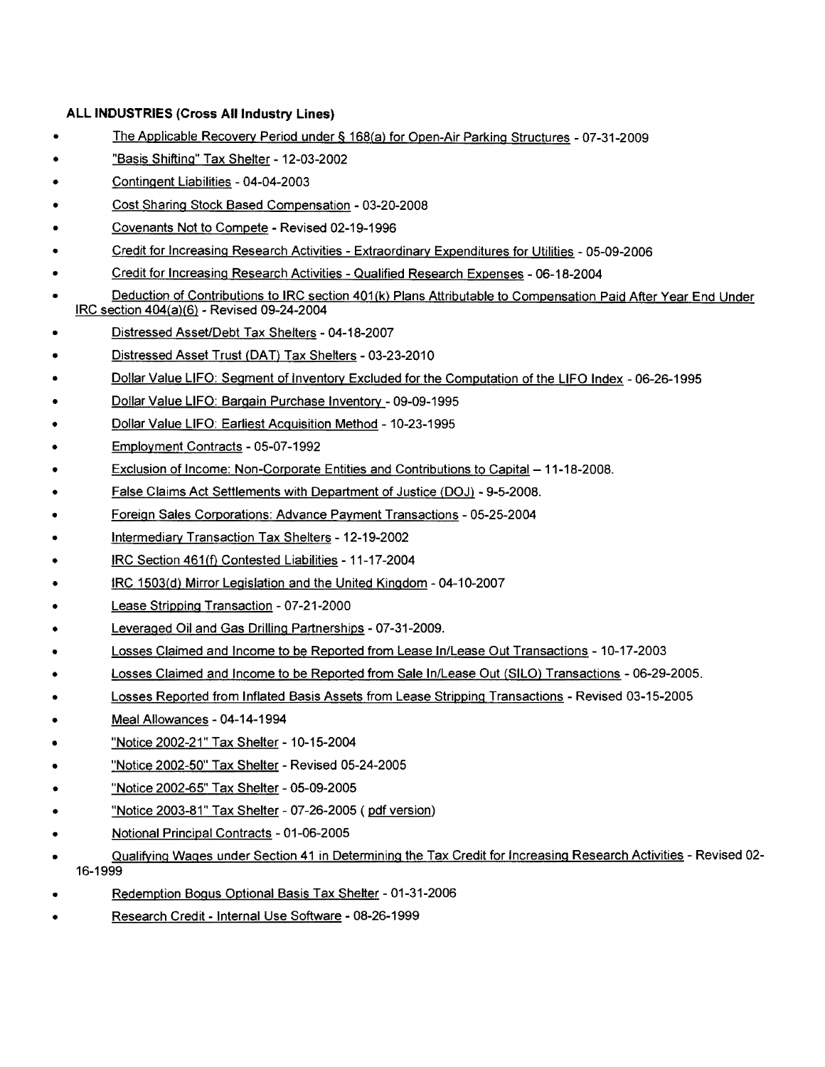**ALL INDUSTRIES (Cross All Industry Lines)**

- The Applicable Recovery Period under § 168(a) for Open-Air Parking Structures - 07-31-2009
- "Basis Shifting" Tax Shelter - 12-03-2002
- Contingent Liabilities - 04-04-2003
- Cost Sharing Stock Based Compensation - 03-20-2008
- Covenants Not to Compete - Revised 02-19-1996
- Credit for Increasing Research Activities - Extraordinary Expenditures for Utilities - 05-09-2006
- Credit for Increasing Research Activities - Qualified Research Expenses - 06-18-2004
- Deduction of Contributions to IRC section 401(k) Plans Attributable to Compensation Paid After Year End Under IRC section 404(a)(6) - Revised 09-24-2004
- Distressed Asset/Debt Tax Shelters - 04-18-2007
- Distressed Asset Trust (DAT) Tax Shelters - 03-23-2010
- Dollar Value LIFO: Segment of Inventory Excluded for the Computation of the LIFO Index - 06-26-1995
- Dollar Value LIFO: Bargain Purchase Inventory - 09-09-1995
- Dollar Value LIFO: Earliest Acquisition Method - 10-23-1995
- Employment Contracts - 05-07-1992
- Exclusion of Income: Non-Corporate Entities and Contributions to Capital – 11-18-2008.
- False Claims Act Settlements with Department of Justice (DOJ) - 9-5-2008.
- Foreign Sales Corporations: Advance Payment Transactions - 05-25-2004
- Intermediary Transaction Tax Shelters - 12-19-2002
- IRC Section 461(f) Contested Liabilities - 11-17-2004
- IRC 1503(d) Mirror Legislation and the United Kingdom - 04-10-2007
- Lease Stripping Transaction - 07-21-2000
- Leveraged Oil and Gas Drilling Partnerships - 07-31-2009.
- Losses Claimed and Income to be Reported from Lease In/Lease Out Transactions - 10-17-2003
- Losses Claimed and Income to be Reported from Sale In/Lease Out (SILO) Transactions - 06-29-2005.
- Losses Reported from Inflated Basis Assets from Lease Stripping Transactions - Revised 03-15-2005
- Meal Allowances - 04-14-1994
- "Notice 2002-21" Tax Shelter - 10-15-2004
- "Notice 2002-50" Tax Shelter - Revised 05-24-2005
- "Notice 2002-65" Tax Shelter - 05-09-2005
- "Notice 2003-81" Tax Shelter - 07-26-2005 ( pdf version)
- Notional Principal Contracts - 01-06-2005
- Qualifying Wages under Section 41 in Determining the Tax Credit for Increasing Research Activities - Revised 02-16-1999
- Redemption Bogus Optional Basis Tax Shelter - 01-31-2006
- Research Credit - Internal Use Software - 08-26-1999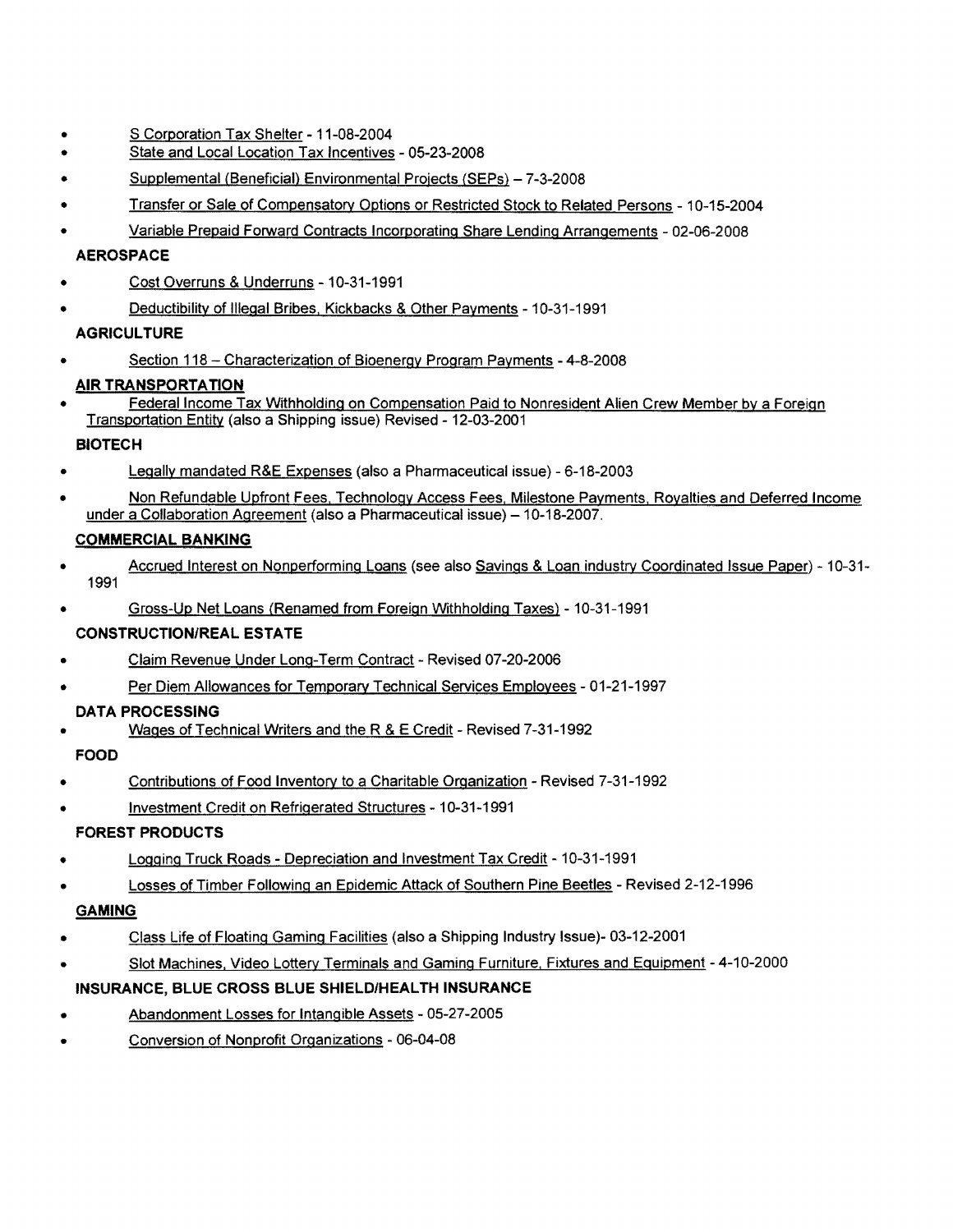- S Corporation Tax Shelter - 11-08-2004
- State and Local Location Tax Incentives - 05-23-2008
- Supplemental (Beneficial) Environmental Projects (SEPs) – 7-3-2008
- Transfer or Sale of Compensatory Options or Restricted Stock to Related Persons - 10-15-2004
- Variable Prepaid Forward Contracts Incorporating Share Lending Arrangements - 02-06-2008

**AEROSPACE**

- Cost Overruns & Underruns - 10-31-1991
- Deductibility of Illegal Bribes, Kickbacks & Other Payments - 10-31-1991

**AGRICULTURE**

- Section 118 – Characterization of Bioenergy Program Payments - 4-8-2008

**AIR TRANSPORTATION**

- Federal Income Tax Withholding on Compensation Paid to Nonresident Alien Crew Member by a Foreign Transportation Entity (also a Shipping issue) Revised - 12-03-2001

**BIOTECH**

- Legally mandated R&E Expenses (also a Pharmaceutical issue) - 6-18-2003
- Non Refundable Upfront Fees, Technology Access Fees, Milestone Payments, Royalties and Deferred Income under a Collaboration Agreement (also a Pharmaceutical issue) – 10-18-2007.

**COMMERCIAL BANKING**

- Accrued Interest on Nonperforming Loans (see also Savings & Loan industry Coordinated Issue Paper) - 10-31-1991
- Gross-Up Net Loans (Renamed from Foreign Withholding Taxes) - 10-31-1991

**CONSTRUCTION/REAL ESTATE**

- Claim Revenue Under Long-Term Contract - Revised 07-20-2006
- Per Diem Allowances for Temporary Technical Services Employees - 01-21-1997

**DATA PROCESSING**

- Wages of Technical Writers and the R & E Credit - Revised 7-31-1992

**FOOD**

- Contributions of Food Inventory to a Charitable Organization - Revised 7-31-1992
- Investment Credit on Refrigerated Structures - 10-31-1991

**FOREST PRODUCTS**

- Logging Truck Roads - Depreciation and Investment Tax Credit - 10-31-1991
- Losses of Timber Following an Epidemic Attack of Southern Pine Beetles - Revised 2-12-1996

**GAMING**

- Class Life of Floating Gaming Facilities (also a Shipping Industry Issue)- 03-12-2001
- Slot Machines, Video Lottery Terminals and Gaming Furniture, Fixtures and Equipment - 4-10-2000

**INSURANCE, BLUE CROSS BLUE SHIELD/HEALTH INSURANCE**

- Abandonment Losses for Intangible Assets - 05-27-2005
- Conversion of Nonprofit Organizations - 06-04-08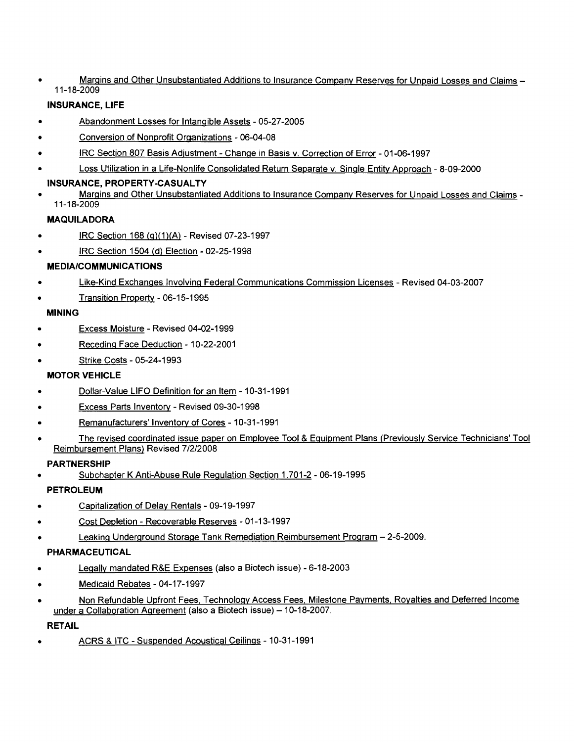- Margins and Other Unsubstantiated Additions to Insurance Company Reserves for Unpaid Losses and Claims – 11-18-2009

**INSURANCE, LIFE**

- Abandonment Losses for Intangible Assets - 05-27-2005
- Conversion of Nonprofit Organizations - 06-04-08
- IRC Section 807 Basis Adjustment - Change in Basis v. Correction of Error - 01-06-1997
- Loss Utilization in a Life-Nonlife Consolidated Return Separate v. Single Entity Approach - 8-09-2000

**INSURANCE, PROPERTY-CASUALTY**

- Margins and Other Unsubstantiated Additions to Insurance Company Reserves for Unpaid Losses and Claims - 11-18-2009

**MAQUILADORA**

- IRC Section 168 (g)(1)(A) - Revised 07-23-1997
- IRC Section 1504 (d) Election - 02-25-1998

**MEDIA/COMMUNICATIONS**

- Like-Kind Exchanges Involving Federal Communications Commission Licenses - Revised 04-03-2007
- Transition Property - 06-15-1995

**MINING**

- Excess Moisture - Revised 04-02-1999
- Receding Face Deduction - 10-22-2001
- Strike Costs - 05-24-1993

**MOTOR VEHICLE**

- Dollar-Value LIFO Definition for an Item - 10-31-1991
- Excess Parts Inventory - Revised 09-30-1998
- Remanufacturers' Inventory of Cores - 10-31-1991
- The revised coordinated issue paper on Employee Tool & Equipment Plans (Previously Service Technicians' Tool Reimbursement Plans) Revised 7/2/2008

**PARTNERSHIP**

- Subchapter K Anti-Abuse Rule Regulation Section 1.701-2 - 06-19-1995

**PETROLEUM**

- Capitalization of Delay Rentals - 09-19-1997
- Cost Depletion - Recoverable Reserves - 01-13-1997
- Leaking Underground Storage Tank Remediation Reimbursement Program – 2-5-2009.

**PHARMACEUTICAL**

- Legally mandated R&E Expenses (also a Biotech issue) - 6-18-2003
- Medicaid Rebates - 04-17-1997
- Non Refundable Upfront Fees, Technology Access Fees, Milestone Payments, Royalties and Deferred Income under a Collaboration Agreement (also a Biotech issue) – 10-18-2007.

**RETAIL**

- ACRS & ITC - Suspended Acoustical Ceilings - 10-31-1991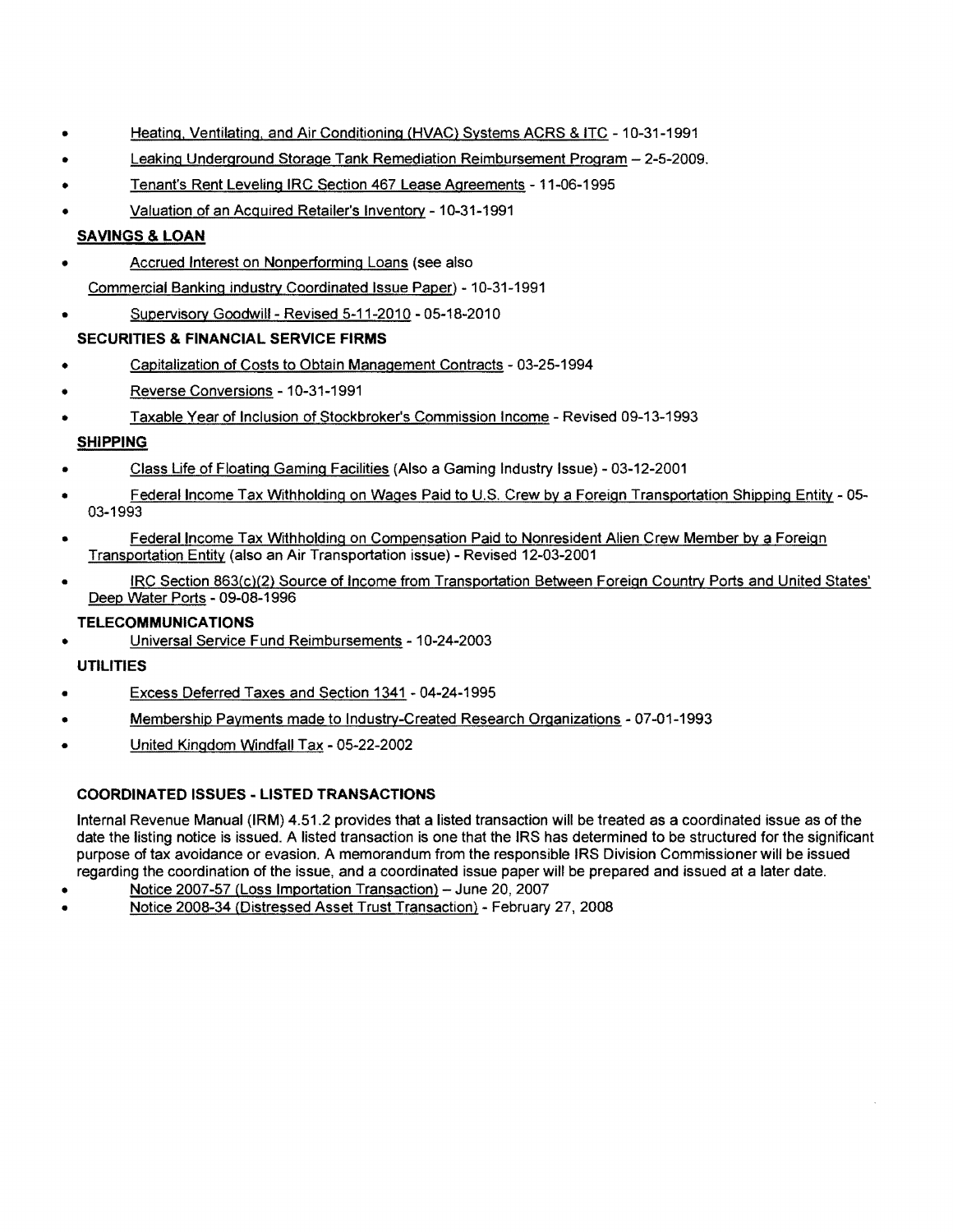- Heating, Ventilating, and Air Conditioning (HVAC) Systems ACRS & ITC - 10-31-1991
- Leaking Underground Storage Tank Remediation Reimbursement Program – 2-5-2009.
- Tenant's Rent Leveling IRC Section 467 Lease Agreements - 11-06-1995
- Valuation of an Acquired Retailer's Inventory - 10-31-1991

**SAVINGS & LOAN**

- Accrued Interest on Nonperforming Loans (see also Commercial Banking industry Coordinated Issue Paper) - 10-31-1991
- Supervisory Goodwill - Revised 5-11-2010 - 05-18-2010

**SECURITIES & FINANCIAL SERVICE FIRMS**

- Capitalization of Costs to Obtain Management Contracts - 03-25-1994
- Reverse Conversions - 10-31-1991
- Taxable Year of Inclusion of Stockbroker's Commission Income - Revised 09-13-1993

**SHIPPING**

- Class Life of Floating Gaming Facilities (Also a Gaming Industry Issue) - 03-12-2001
- Federal Income Tax Withholding on Wages Paid to U.S. Crew by a Foreign Transportation Shipping Entity - 05-03-1993
- Federal Income Tax Withholding on Compensation Paid to Nonresident Alien Crew Member by a Foreign Transportation Entity (also an Air Transportation issue) - Revised 12-03-2001
- IRC Section 863(c)(2) Source of Income from Transportation Between Foreign Country Ports and United States' Deep Water Ports - 09-08-1996

**TELECOMMUNICATIONS**

- Universal Service Fund Reimbursements - 10-24-2003

**UTILITIES**

- Excess Deferred Taxes and Section 1341 - 04-24-1995
- Membership Payments made to Industry-Created Research Organizations - 07-01-1993
- United Kingdom Windfall Tax - 05-22-2002

**COORDINATED ISSUES - LISTED TRANSACTIONS**

Internal Revenue Manual (IRM) 4.51.2 provides that a listed transaction will be treated as a coordinated issue as of the date the listing notice is issued. A listed transaction is one that the IRS has determined to be structured for the significant purpose of tax avoidance or evasion. A memorandum from the responsible IRS Division Commissioner will be issued regarding the coordination of the issue, and a coordinated issue paper will be prepared and issued at a later date.

- Notice 2007-57 (Loss Importation Transaction) – June 20, 2007
- Notice 2008-34 (Distressed Asset Trust Transaction) - February 27, 2008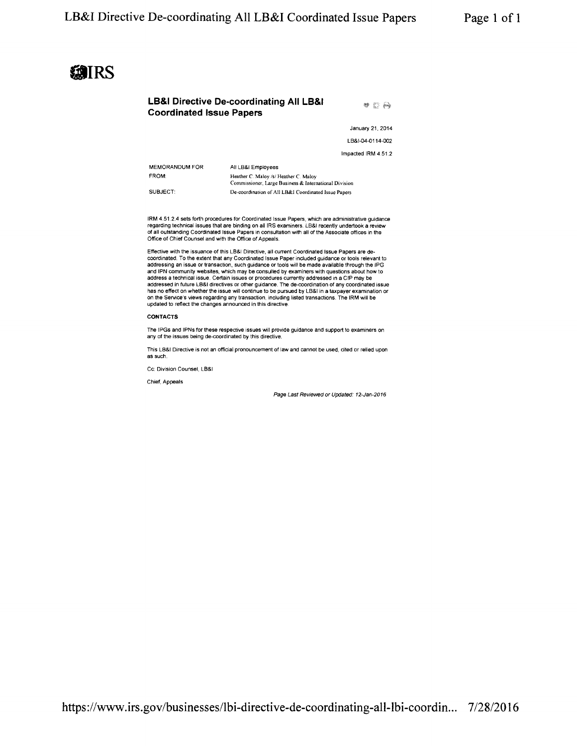IRS

## LB&I Directive De-coordinating All LB&I Coordinated Issue Papers

January 21, 2014

LB&I-04-0114-002

Impacted IRM 4.51.2

| | |
|---|---|
| MEMORANDUM FOR | All LB&I Employees |
| FROM: | Heather C. Maloy /s/ Heather C. Maloy<br>Commissioner, Large Business & International Division |
| SUBJECT: | De-coordination of All LB&I Coordinated Issue Papers |

IRM 4.51.2.4 sets forth procedures for Coordinated Issue Papers, which are administrative guidance regarding technical issues that are binding on all IRS examiners. LB&I recently undertook a review of all outstanding Coordinated Issue Papers in consultation with all of the Associate offices in the Office of Chief Counsel and with the Office of Appeals.

Effective with the issuance of this LB&I Directive, all current Coordinated Issue Papers are de-coordinated. To the extent that any Coordinated Issue Paper included guidance or tools relevant to addressing an issue or transaction, such guidance or tools will be made available through the IPG and IPN community websites, which may be consulted by examiners with questions about how to address a technical issue. Certain issues or procedures currently addressed in a CIP may be addressed in future LB&I directives or other guidance. The de-coordination of any coordinated issue has no effect on whether the issue will continue to be pursued by LB&I in a taxpayer examination or on the Service's views regarding any transaction, including listed transactions. The IRM will be updated to reflect the changes announced in this directive.

**CONTACTS**

The IPGs and IPNs for these respective issues will provide guidance and support to examiners on any of the issues being de-coordinated by this directive.

This LB&I Directive is not an official pronouncement of law and cannot be used, cited or relied upon as such.

Cc: Division Counsel, LB&I

Chief, Appeals

*Page Last Reviewed or Updated: 12-Jan-2016*